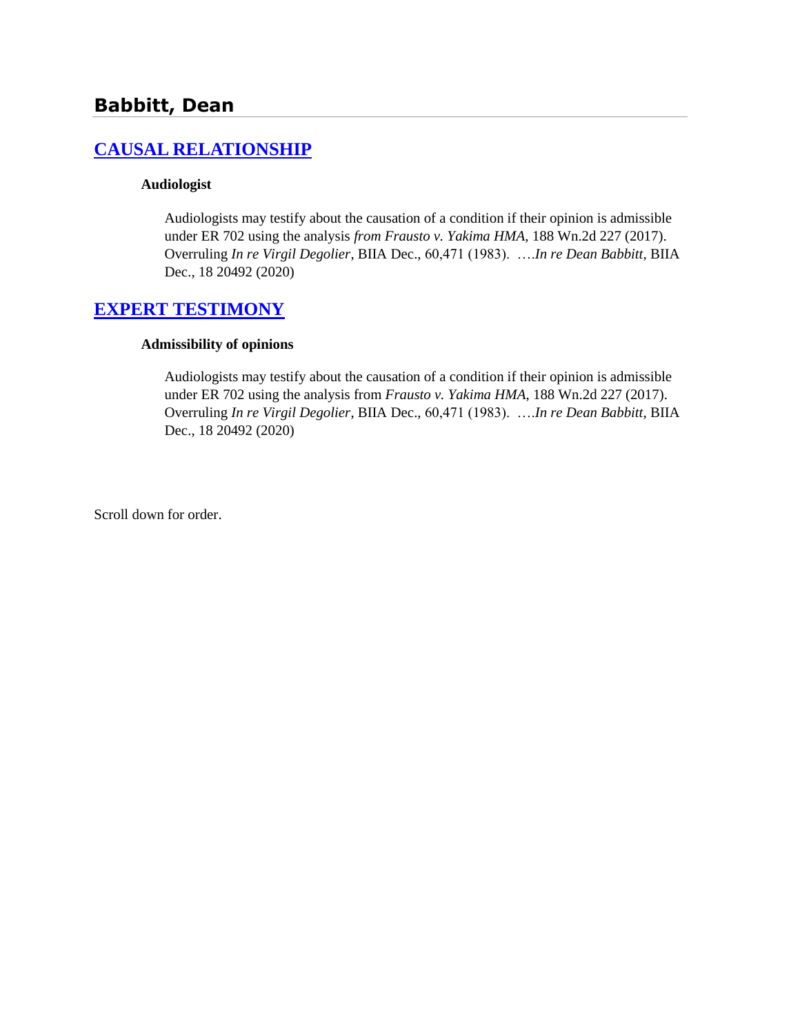# Babbitt, Dean

## CAUSAL RELATIONSHIP

**Audiologist**

Audiologists may testify about the causation of a condition if their opinion is admissible under ER 702 using the analysis *from Frausto v. Yakima HMA*, 188 Wn.2d 227 (2017). Overruling *In re Virgil Degolier*, BIIA Dec., 60,471 (1983). ….*In re Dean Babbitt*, BIIA Dec., 18 20492 (2020)

## EXPERT TESTIMONY

**Admissibility of opinions**

Audiologists may testify about the causation of a condition if their opinion is admissible under ER 702 using the analysis from *Frausto v. Yakima HMA*, 188 Wn.2d 227 (2017). Overruling *In re Virgil Degolier*, BIIA Dec., 60,471 (1983). ….*In re Dean Babbitt*, BIIA Dec., 18 20492 (2020)

Scroll down for order.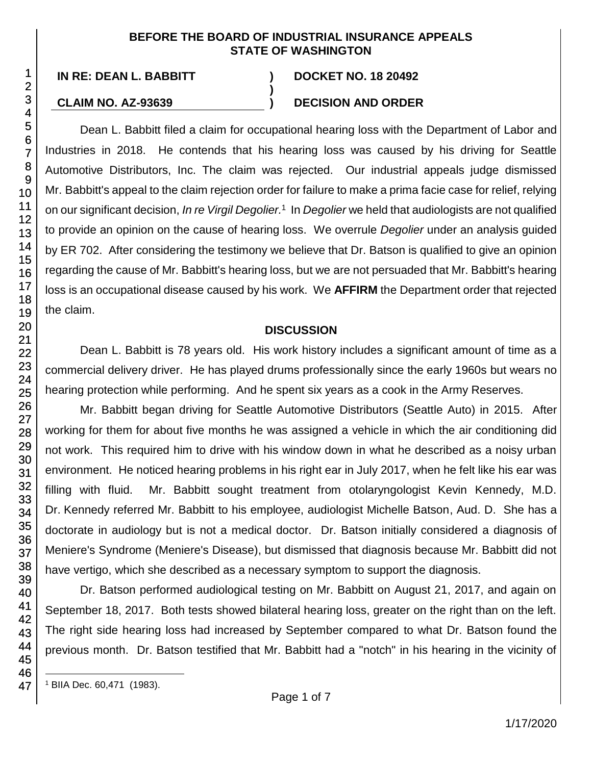**BEFORE THE BOARD OF INDUSTRIAL INSURANCE APPEALS**
**STATE OF WASHINGTON**

**IN RE: DEAN L. BABBITT** ) **DOCKET NO. 18 20492**
)
**CLAIM NO. AZ-93639** ) **DECISION AND ORDER**

Dean L. Babbitt filed a claim for occupational hearing loss with the Department of Labor and Industries in 2018. He contends that his hearing loss was caused by his driving for Seattle Automotive Distributors, Inc. The claim was rejected. Our industrial appeals judge dismissed Mr. Babbitt's appeal to the claim rejection order for failure to make a prima facie case for relief, relying on our significant decision, *In re Virgil Degolier*.[1] In *Degolier* we held that audiologists are not qualified to provide an opinion on the cause of hearing loss. We overrule *Degolier* under an analysis guided by ER 702. After considering the testimony we believe that Dr. Batson is qualified to give an opinion regarding the cause of Mr. Babbitt's hearing loss, but we are not persuaded that Mr. Babbitt's hearing loss is an occupational disease caused by his work. We **AFFIRM** the Department order that rejected the claim.

## DISCUSSION

Dean L. Babbitt is 78 years old. His work history includes a significant amount of time as a commercial delivery driver. He has played drums professionally since the early 1960s but wears no hearing protection while performing. And he spent six years as a cook in the Army Reserves.

Mr. Babbitt began driving for Seattle Automotive Distributors (Seattle Auto) in 2015. After working for them for about five months he was assigned a vehicle in which the air conditioning did not work. This required him to drive with his window down in what he described as a noisy urban environment. He noticed hearing problems in his right ear in July 2017, when he felt like his ear was filling with fluid. Mr. Babbitt sought treatment from otolaryngologist Kevin Kennedy, M.D. Dr. Kennedy referred Mr. Babbitt to his employee, audiologist Michelle Batson, Aud. D. She has a doctorate in audiology but is not a medical doctor. Dr. Batson initially considered a diagnosis of Meniere's Syndrome (Meniere's Disease), but dismissed that diagnosis because Mr. Babbitt did not have vertigo, which she described as a necessary symptom to support the diagnosis.

Dr. Batson performed audiological testing on Mr. Babbitt on August 21, 2017, and again on September 18, 2017. Both tests showed bilateral hearing loss, greater on the right than on the left. The right side hearing loss had increased by September compared to what Dr. Batson found the previous month. Dr. Batson testified that Mr. Babbitt had a "notch" in his hearing in the vicinity of

[1] BIIA Dec. 60,471 (1983).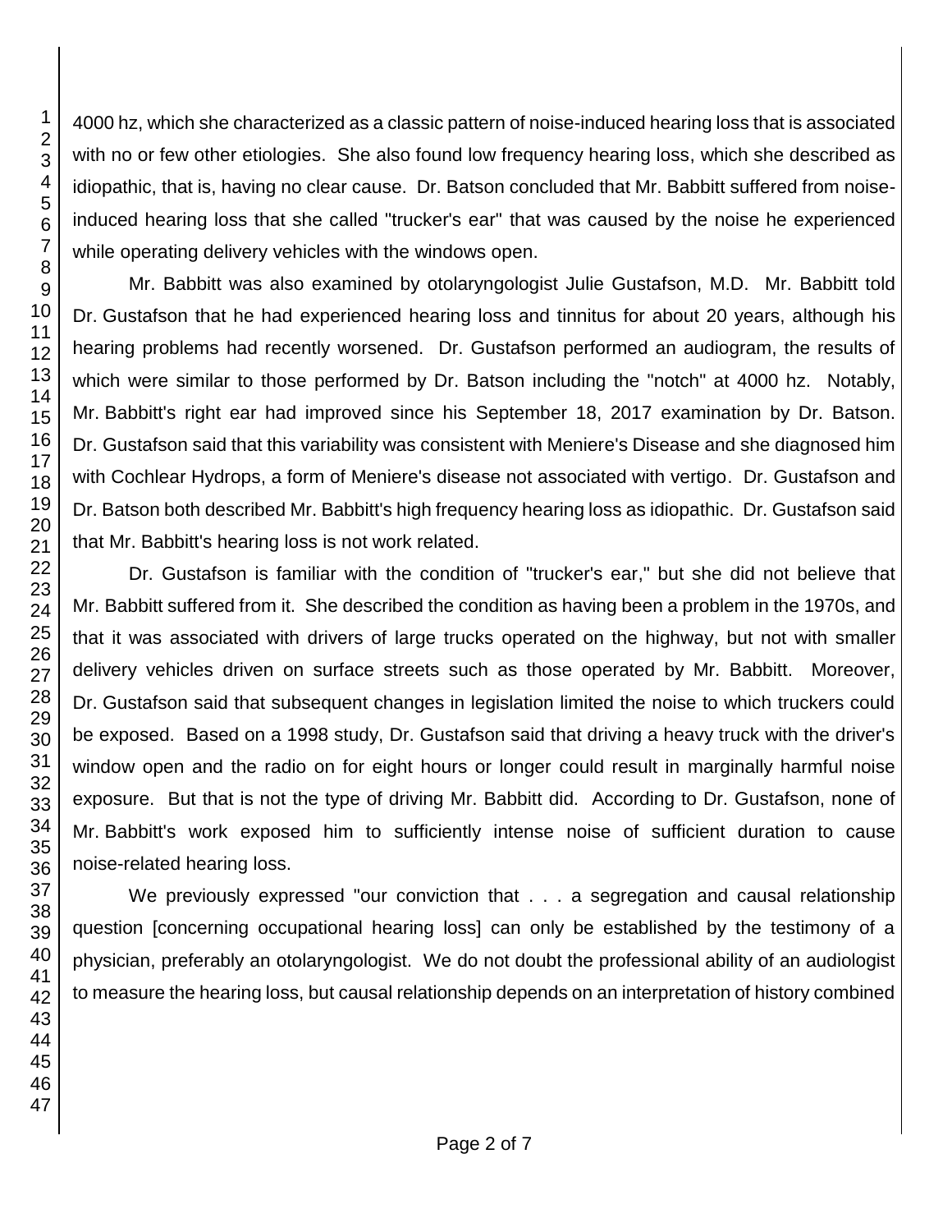4000 hz, which she characterized as a classic pattern of noise-induced hearing loss that is associated with no or few other etiologies. She also found low frequency hearing loss, which she described as idiopathic, that is, having no clear cause. Dr. Batson concluded that Mr. Babbitt suffered from noise-induced hearing loss that she called "trucker's ear" that was caused by the noise he experienced while operating delivery vehicles with the windows open.

Mr. Babbitt was also examined by otolaryngologist Julie Gustafson, M.D. Mr. Babbitt told Dr. Gustafson that he had experienced hearing loss and tinnitus for about 20 years, although his hearing problems had recently worsened. Dr. Gustafson performed an audiogram, the results of which were similar to those performed by Dr. Batson including the "notch" at 4000 hz. Notably, Mr. Babbitt's right ear had improved since his September 18, 2017 examination by Dr. Batson. Dr. Gustafson said that this variability was consistent with Meniere's Disease and she diagnosed him with Cochlear Hydrops, a form of Meniere's disease not associated with vertigo. Dr. Gustafson and Dr. Batson both described Mr. Babbitt's high frequency hearing loss as idiopathic. Dr. Gustafson said that Mr. Babbitt's hearing loss is not work related.

Dr. Gustafson is familiar with the condition of "trucker's ear," but she did not believe that Mr. Babbitt suffered from it. She described the condition as having been a problem in the 1970s, and that it was associated with drivers of large trucks operated on the highway, but not with smaller delivery vehicles driven on surface streets such as those operated by Mr. Babbitt. Moreover, Dr. Gustafson said that subsequent changes in legislation limited the noise to which truckers could be exposed. Based on a 1998 study, Dr. Gustafson said that driving a heavy truck with the driver's window open and the radio on for eight hours or longer could result in marginally harmful noise exposure. But that is not the type of driving Mr. Babbitt did. According to Dr. Gustafson, none of Mr. Babbitt's work exposed him to sufficiently intense noise of sufficient duration to cause noise-related hearing loss.

We previously expressed "our conviction that . . . a segregation and causal relationship question [concerning occupational hearing loss] can only be established by the testimony of a physician, preferably an otolaryngologist. We do not doubt the professional ability of an audiologist to measure the hearing loss, but causal relationship depends on an interpretation of history combined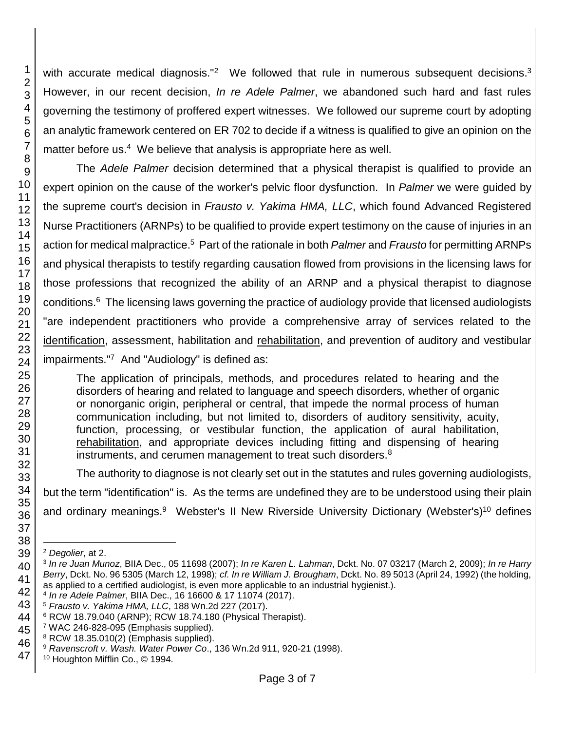with accurate medical diagnosis."[2] We followed that rule in numerous subsequent decisions.[3] However, in our recent decision, *In re Adele Palmer*, we abandoned such hard and fast rules governing the testimony of proffered expert witnesses. We followed our supreme court by adopting an analytic framework centered on ER 702 to decide if a witness is qualified to give an opinion on the matter before us.[4] We believe that analysis is appropriate here as well.

The *Adele Palmer* decision determined that a physical therapist is qualified to provide an expert opinion on the cause of the worker's pelvic floor dysfunction. In *Palmer* we were guided by the supreme court's decision in *Frausto v. Yakima HMA, LLC*, which found Advanced Registered Nurse Practitioners (ARNPs) to be qualified to provide expert testimony on the cause of injuries in an action for medical malpractice.[5] Part of the rationale in both *Palmer* and *Frausto* for permitting ARNPs and physical therapists to testify regarding causation flowed from provisions in the licensing laws for those professions that recognized the ability of an ARNP and a physical therapist to diagnose conditions.[6] The licensing laws governing the practice of audiology provide that licensed audiologists "are independent practitioners who provide a comprehensive array of services related to the <u>identification</u>, assessment, habilitation and <u>rehabilitation</u>, and prevention of auditory and vestibular impairments."[7] And "Audiology" is defined as:

> The application of principals, methods, and procedures related to hearing and the disorders of hearing and related to language and speech disorders, whether of organic or nonorganic origin, peripheral or central, that impede the normal process of human communication including, but not limited to, disorders of auditory sensitivity, acuity, function, processing, or vestibular function, the application of aural habilitation, <u>rehabilitation</u>, and appropriate devices including fitting and dispensing of hearing instruments, and cerumen management to treat such disorders.[8]

The authority to diagnose is not clearly set out in the statutes and rules governing audiologists, but the term "identification" is. As the terms are undefined they are to be understood using their plain and ordinary meanings.[9] Webster's II New Riverside University Dictionary (Webster's)[10] defines

---

[2] *Degolier*, at 2.

[3] *In re Juan Munoz*, BIIA Dec., 05 11698 (2007); *In re Karen L. Lahman*, Dckt. No. 07 03217 (March 2, 2009); *In re Harry Berry*, Dckt. No. 96 5305 (March 12, 1998); *cf. In re William J. Brougham*, Dckt. No. 89 5013 (April 24, 1992) (the holding, as applied to a certified audiologist, is even more applicable to an industrial hygienist.).

[4] *In re Adele Palmer*, BIIA Dec., 16 16600 & 17 11074 (2017).

[5] *Frausto v. Yakima HMA, LLC*, 188 Wn.2d 227 (2017).

[6] RCW 18.79.040 (ARNP); RCW 18.74.180 (Physical Therapist).

[7] WAC 246-828-095 (Emphasis supplied).

[8] RCW 18.35.010(2) (Emphasis supplied).

[9] *Ravenscroft v. Wash. Water Power Co*., 136 Wn.2d 911, 920-21 (1998).

[10] Houghton Mifflin Co., © 1994.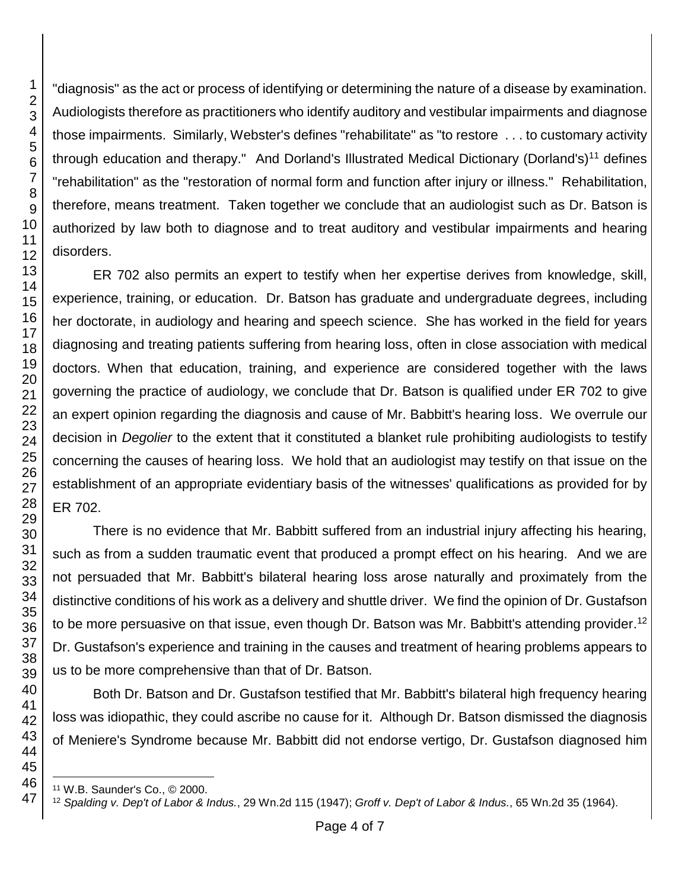"diagnosis" as the act or process of identifying or determining the nature of a disease by examination. Audiologists therefore as practitioners who identify auditory and vestibular impairments and diagnose those impairments. Similarly, Webster's defines "rehabilitate" as "to restore . . . to customary activity through education and therapy." And Dorland's Illustrated Medical Dictionary (Dorland's)[11] defines "rehabilitation" as the "restoration of normal form and function after injury or illness." Rehabilitation, therefore, means treatment. Taken together we conclude that an audiologist such as Dr. Batson is authorized by law both to diagnose and to treat auditory and vestibular impairments and hearing disorders.

ER 702 also permits an expert to testify when her expertise derives from knowledge, skill, experience, training, or education. Dr. Batson has graduate and undergraduate degrees, including her doctorate, in audiology and hearing and speech science. She has worked in the field for years diagnosing and treating patients suffering from hearing loss, often in close association with medical doctors. When that education, training, and experience are considered together with the laws governing the practice of audiology, we conclude that Dr. Batson is qualified under ER 702 to give an expert opinion regarding the diagnosis and cause of Mr. Babbitt's hearing loss. We overrule our decision in *Degolier* to the extent that it constituted a blanket rule prohibiting audiologists to testify concerning the causes of hearing loss. We hold that an audiologist may testify on that issue on the establishment of an appropriate evidentiary basis of the witnesses' qualifications as provided for by ER 702.

There is no evidence that Mr. Babbitt suffered from an industrial injury affecting his hearing, such as from a sudden traumatic event that produced a prompt effect on his hearing. And we are not persuaded that Mr. Babbitt's bilateral hearing loss arose naturally and proximately from the distinctive conditions of his work as a delivery and shuttle driver. We find the opinion of Dr. Gustafson to be more persuasive on that issue, even though Dr. Batson was Mr. Babbitt's attending provider.[12] Dr. Gustafson's experience and training in the causes and treatment of hearing problems appears to us to be more comprehensive than that of Dr. Batson.

Both Dr. Batson and Dr. Gustafson testified that Mr. Babbitt's bilateral high frequency hearing loss was idiopathic, they could ascribe no cause for it. Although Dr. Batson dismissed the diagnosis of Meniere's Syndrome because Mr. Babbitt did not endorse vertigo, Dr. Gustafson diagnosed him

---

[11] W.B. Saunder's Co., © 2000.

[12] *Spalding v. Dep't of Labor & Indus.*, 29 Wn.2d 115 (1947); *Groff v. Dep't of Labor & Indus.*, 65 Wn.2d 35 (1964).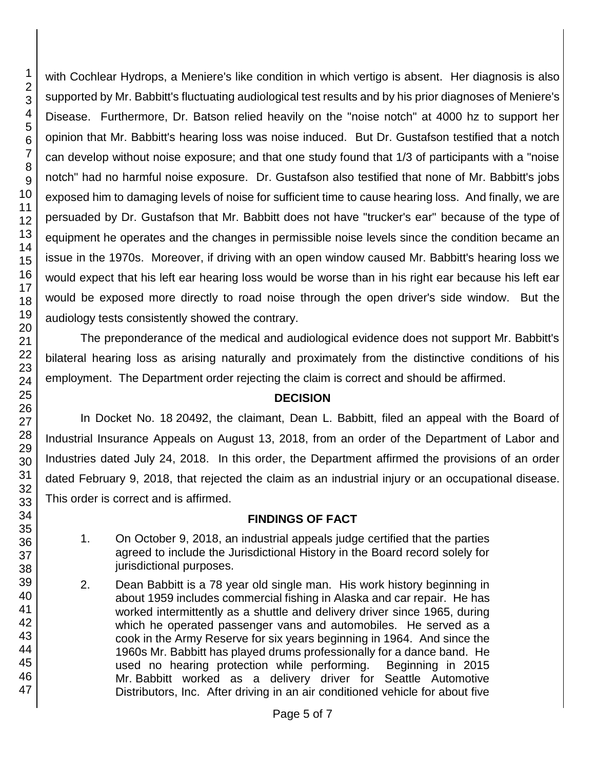with Cochlear Hydrops, a Meniere's like condition in which vertigo is absent. Her diagnosis is also supported by Mr. Babbitt's fluctuating audiological test results and by his prior diagnoses of Meniere's Disease. Furthermore, Dr. Batson relied heavily on the "noise notch" at 4000 hz to support her opinion that Mr. Babbitt's hearing loss was noise induced. But Dr. Gustafson testified that a notch can develop without noise exposure; and that one study found that 1/3 of participants with a "noise notch" had no harmful noise exposure. Dr. Gustafson also testified that none of Mr. Babbitt's jobs exposed him to damaging levels of noise for sufficient time to cause hearing loss. And finally, we are persuaded by Dr. Gustafson that Mr. Babbitt does not have "trucker's ear" because of the type of equipment he operates and the changes in permissible noise levels since the condition became an issue in the 1970s. Moreover, if driving with an open window caused Mr. Babbitt's hearing loss we would expect that his left ear hearing loss would be worse than in his right ear because his left ear would be exposed more directly to road noise through the open driver's side window. But the audiology tests consistently showed the contrary.

The preponderance of the medical and audiological evidence does not support Mr. Babbitt's bilateral hearing loss as arising naturally and proximately from the distinctive conditions of his employment. The Department order rejecting the claim is correct and should be affirmed.

## DECISION

In Docket No. 18 20492, the claimant, Dean L. Babbitt, filed an appeal with the Board of Industrial Insurance Appeals on August 13, 2018, from an order of the Department of Labor and Industries dated July 24, 2018. In this order, the Department affirmed the provisions of an order dated February 9, 2018, that rejected the claim as an industrial injury or an occupational disease. This order is correct and is affirmed.

## FINDINGS OF FACT

1. On October 9, 2018, an industrial appeals judge certified that the parties agreed to include the Jurisdictional History in the Board record solely for jurisdictional purposes.

2. Dean Babbitt is a 78 year old single man. His work history beginning in about 1959 includes commercial fishing in Alaska and car repair. He has worked intermittently as a shuttle and delivery driver since 1965, during which he operated passenger vans and automobiles. He served as a cook in the Army Reserve for six years beginning in 1964. And since the 1960s Mr. Babbitt has played drums professionally for a dance band. He used no hearing protection while performing. Beginning in 2015 Mr. Babbitt worked as a delivery driver for Seattle Automotive Distributors, Inc. After driving in an air conditioned vehicle for about five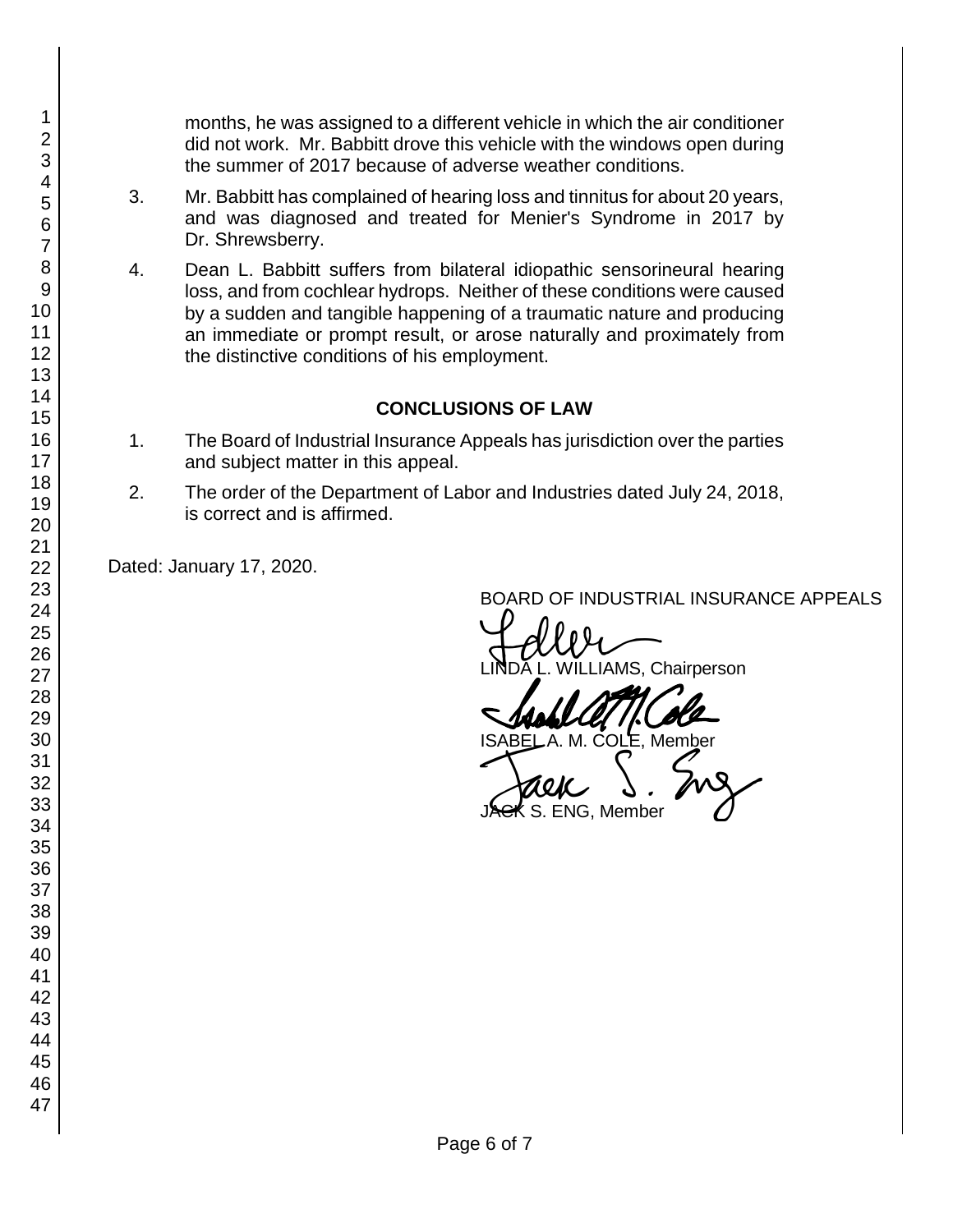months, he was assigned to a different vehicle in which the air conditioner did not work. Mr. Babbitt drove this vehicle with the windows open during the summer of 2017 because of adverse weather conditions.

3. Mr. Babbitt has complained of hearing loss and tinnitus for about 20 years, and was diagnosed and treated for Menier's Syndrome in 2017 by Dr. Shrewsberry.

4. Dean L. Babbitt suffers from bilateral idiopathic sensorineural hearing loss, and from cochlear hydrops. Neither of these conditions were caused by a sudden and tangible happening of a traumatic nature and producing an immediate or prompt result, or arose naturally and proximately from the distinctive conditions of his employment.

## CONCLUSIONS OF LAW

1. The Board of Industrial Insurance Appeals has jurisdiction over the parties and subject matter in this appeal.

2. The order of the Department of Labor and Industries dated July 24, 2018, is correct and is affirmed.

Dated: January 17, 2020.

BOARD OF INDUSTRIAL INSURANCE APPEALS

LINDA L. WILLIAMS, Chairperson

ISABEL A. M. COLE, Member

JACK S. ENG, Member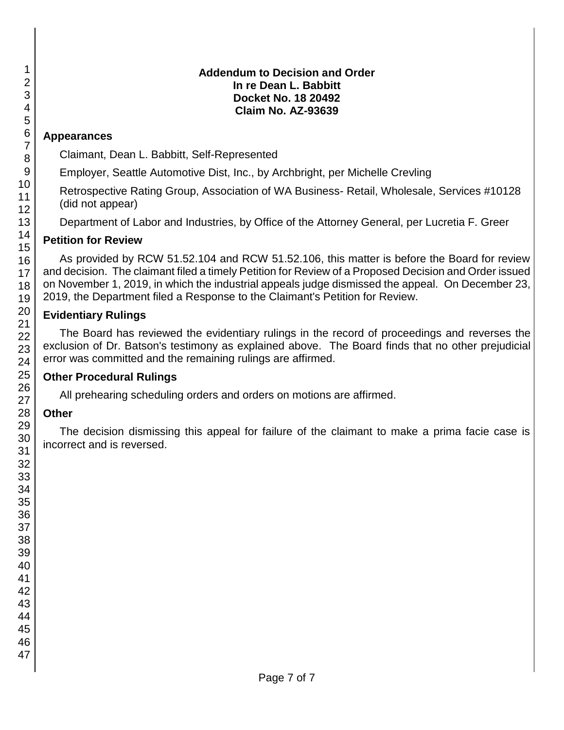**Addendum to Decision and Order**
**In re Dean L. Babbitt**
**Docket No. 18 20492**
**Claim No. AZ-93639**

## Appearances

Claimant, Dean L. Babbitt, Self-Represented

Employer, Seattle Automotive Dist, Inc., by Archbright, per Michelle Crevling

Retrospective Rating Group, Association of WA Business- Retail, Wholesale, Services #10128 (did not appear)

Department of Labor and Industries, by Office of the Attorney General, per Lucretia F. Greer

## Petition for Review

As provided by RCW 51.52.104 and RCW 51.52.106, this matter is before the Board for review and decision. The claimant filed a timely Petition for Review of a Proposed Decision and Order issued on November 1, 2019, in which the industrial appeals judge dismissed the appeal. On December 23, 2019, the Department filed a Response to the Claimant's Petition for Review.

## Evidentiary Rulings

The Board has reviewed the evidentiary rulings in the record of proceedings and reverses the exclusion of Dr. Batson's testimony as explained above. The Board finds that no other prejudicial error was committed and the remaining rulings are affirmed.

## Other Procedural Rulings

All prehearing scheduling orders and orders on motions are affirmed.

## Other

The decision dismissing this appeal for failure of the claimant to make a prima facie case is incorrect and is reversed.